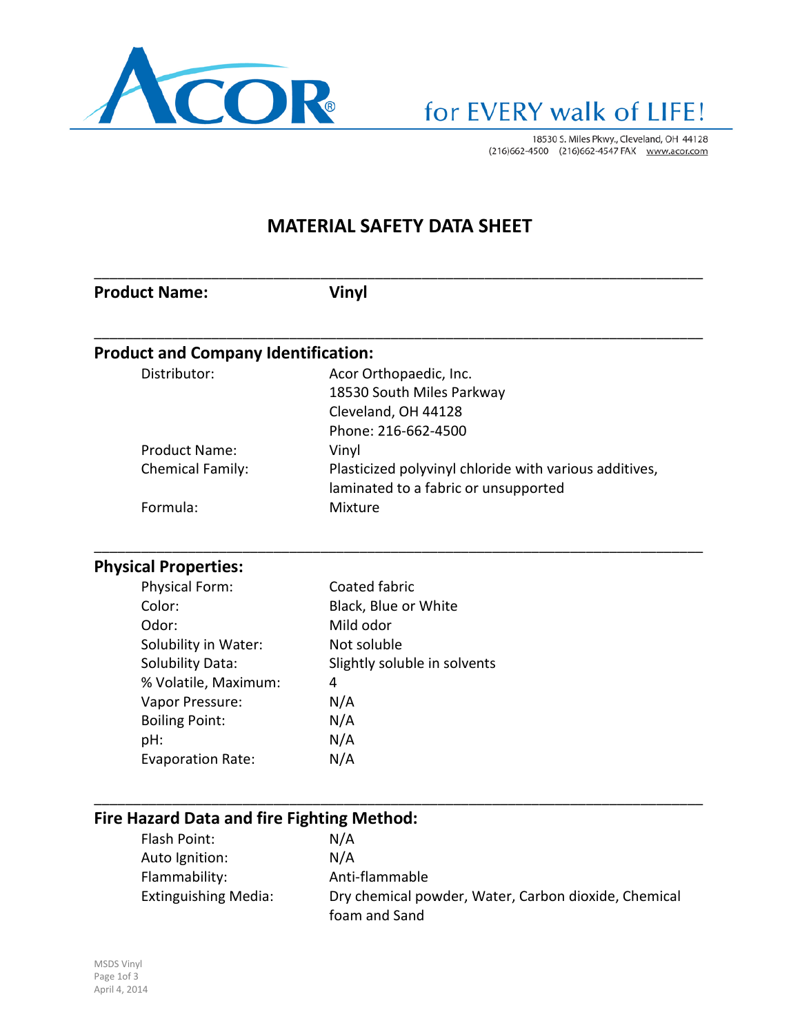ACOR® for EVERY walk of LIFE!

18530 S. Miles Pkwy., Cleveland, OH 44128
(216)662-4500 (216)662-4547 FAX www.acor.com

# MATERIAL SAFETY DATA SHEET

**Product Name:** **Vinyl**

## Product and Company Identification:

| | |
|---|---|
| Distributor: | Acor Orthopaedic, Inc.<br>18530 South Miles Parkway<br>Cleveland, OH 44128<br>Phone: 216-662-4500 |
| Product Name: | Vinyl |
| Chemical Family: | Plasticized polyvinyl chloride with various additives, laminated to a fabric or unsupported |
| Formula: | Mixture |

## Physical Properties:

| | |
|---|---|
| Physical Form: | Coated fabric |
| Color: | Black, Blue or White |
| Odor: | Mild odor |
| Solubility in Water: | Not soluble |
| Solubility Data: | Slightly soluble in solvents |
| % Volatile, Maximum: | 4 |
| Vapor Pressure: | N/A |
| Boiling Point: | N/A |
| pH: | N/A |
| Evaporation Rate: | N/A |

## Fire Hazard Data and fire Fighting Method:

| | |
|---|---|
| Flash Point: | N/A |
| Auto Ignition: | N/A |
| Flammability: | Anti-flammable |
| Extinguishing Media: | Dry chemical powder, Water, Carbon dioxide, Chemical foam and Sand |

MSDS Vinyl
April 4, 2014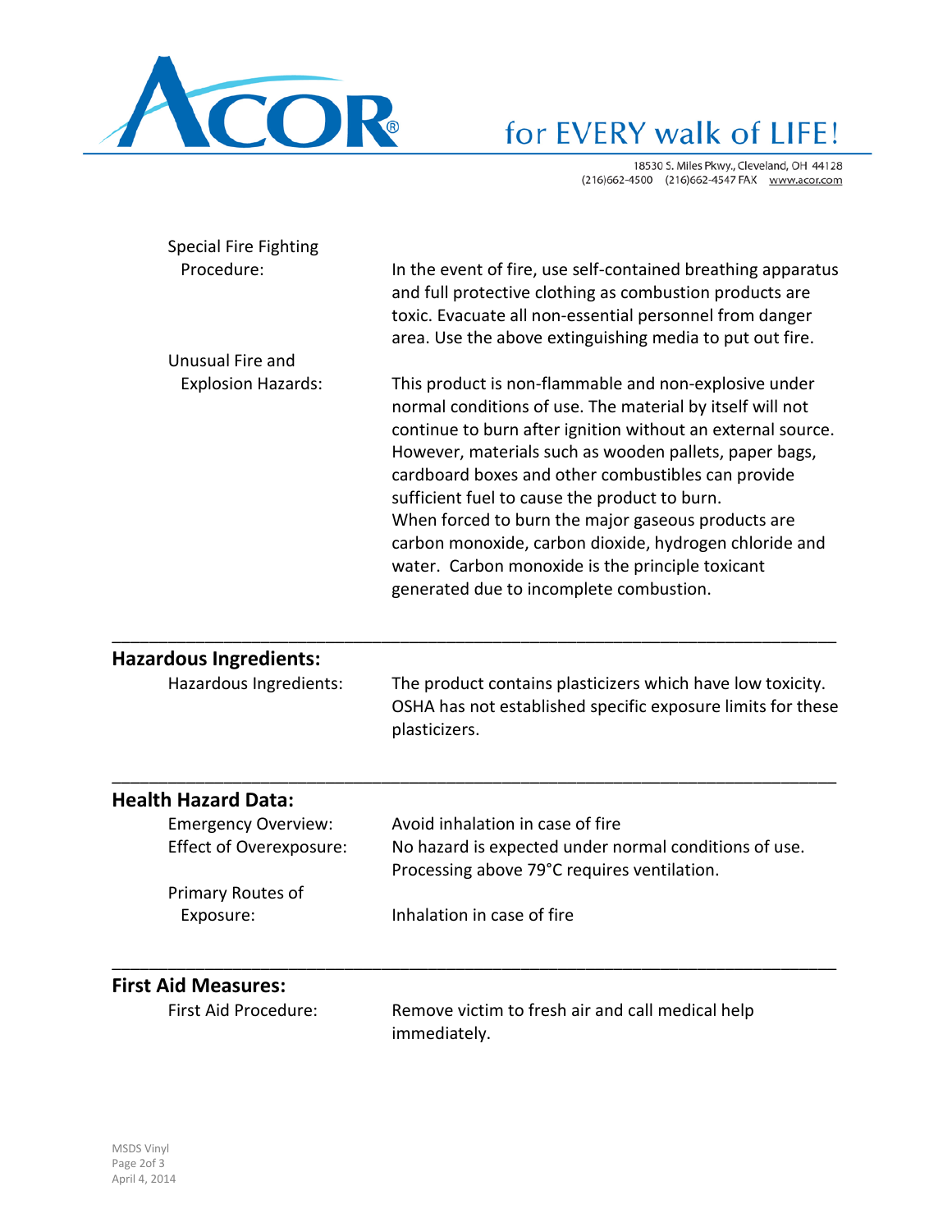Special Fire Fighting Procedure: In the event of fire, use self-contained breathing apparatus and full protective clothing as combustion products are toxic. Evacuate all non-essential personnel from danger area. Use the above extinguishing media to put out fire.

Unusual Fire and Explosion Hazards: This product is non-flammable and non-explosive under normal conditions of use. The material by itself will not continue to burn after ignition without an external source. However, materials such as wooden pallets, paper bags, cardboard boxes and other combustibles can provide sufficient fuel to cause the product to burn.
When forced to burn the major gaseous products are carbon monoxide, carbon dioxide, hydrogen chloride and water. Carbon monoxide is the principle toxicant generated due to incomplete combustion.

---

## Hazardous Ingredients:

Hazardous Ingredients: The product contains plasticizers which have low toxicity. OSHA has not established specific exposure limits for these plasticizers.

---

## Health Hazard Data:

Emergency Overview: Avoid inhalation in case of fire

Effect of Overexposure: No hazard is expected under normal conditions of use. Processing above 79°C requires ventilation.

Primary Routes of Exposure: Inhalation in case of fire

---

## First Aid Measures:

First Aid Procedure: Remove victim to fresh air and call medical help immediately.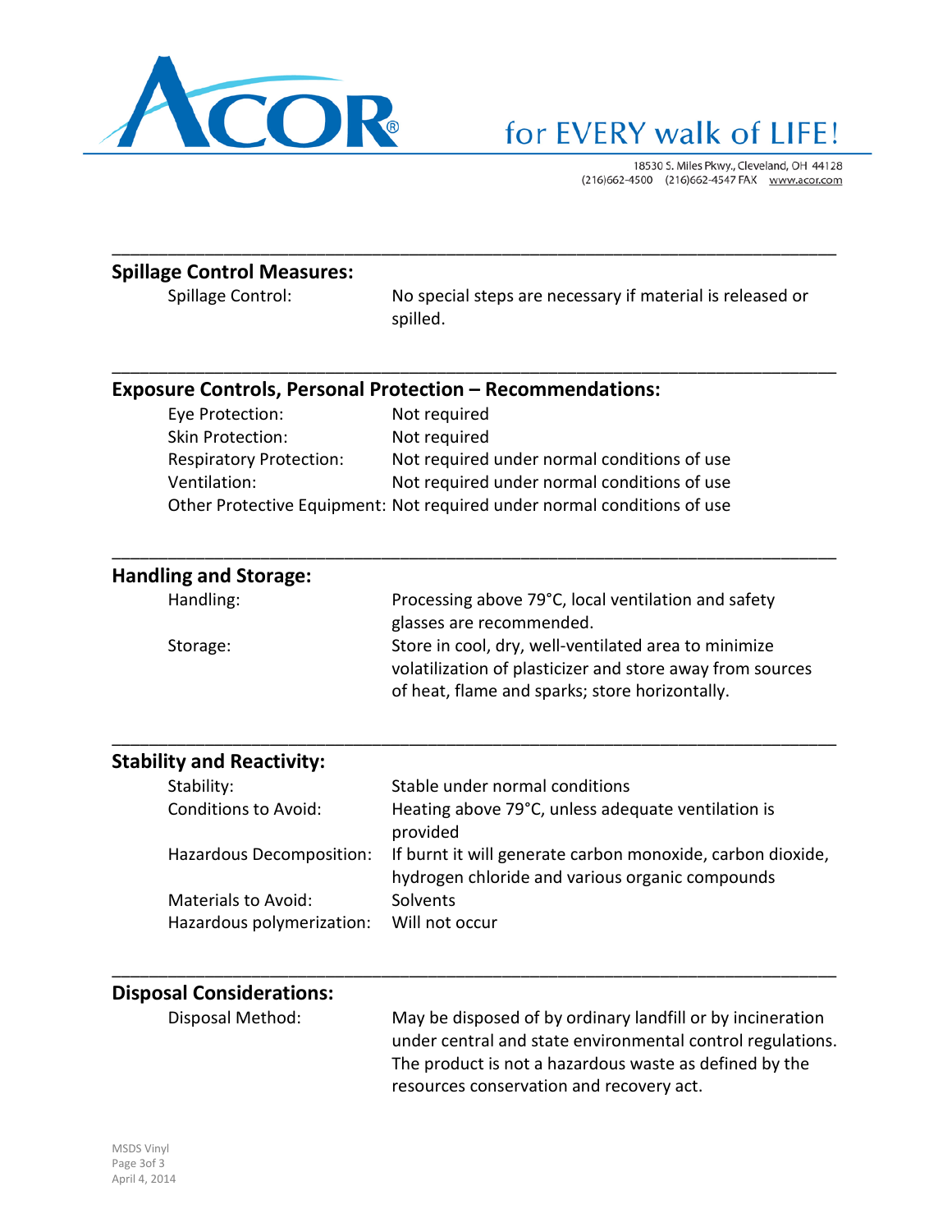## Spillage Control Measures:

| | |
|---|---|
| Spillage Control: | No special steps are necessary if material is released or spilled. |

## Exposure Controls, Personal Protection – Recommendations:

| | |
|---|---|
| Eye Protection: | Not required |
| Skin Protection: | Not required |
| Respiratory Protection: | Not required under normal conditions of use |
| Ventilation: | Not required under normal conditions of use |
| Other Protective Equipment: | Not required under normal conditions of use |

## Handling and Storage:

| | |
|---|---|
| Handling: | Processing above 79°C, local ventilation and safety glasses are recommended. |
| Storage: | Store in cool, dry, well-ventilated area to minimize volatilization of plasticizer and store away from sources of heat, flame and sparks; store horizontally. |

## Stability and Reactivity:

| | |
|---|---|
| Stability: | Stable under normal conditions |
| Conditions to Avoid: | Heating above 79°C, unless adequate ventilation is provided |
| Hazardous Decomposition: | If burnt it will generate carbon monoxide, carbon dioxide, hydrogen chloride and various organic compounds |
| Materials to Avoid: | Solvents |
| Hazardous polymerization: | Will not occur |

## Disposal Considerations:

| | |
|---|---|
| Disposal Method: | May be disposed of by ordinary landfill or by incineration under central and state environmental control regulations. The product is not a hazardous waste as defined by the resources conservation and recovery act. |